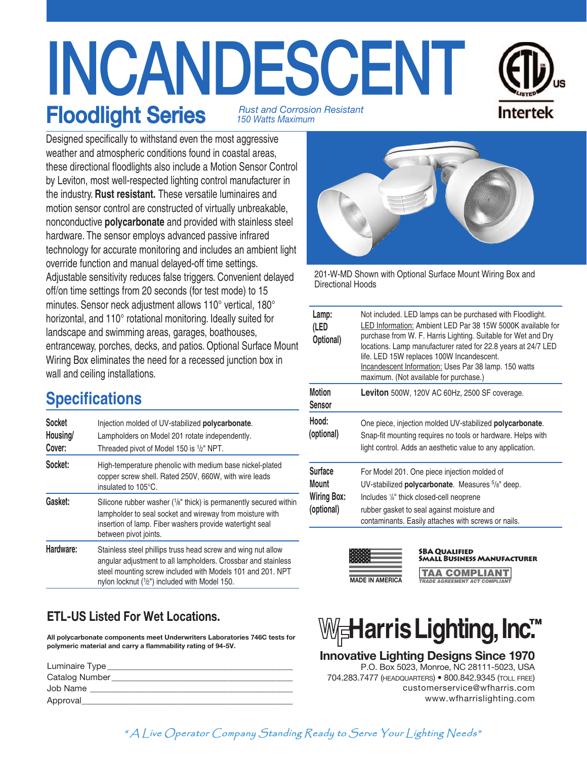# INCANDESCENT

## Floodlight Series

*Rust and Corrosion Resistant*
*150 Watts Maximum*

Designed specifically to withstand even the most aggressive weather and atmospheric conditions found in coastal areas, these directional floodlights also include a Motion Sensor Control by Leviton, most well-respected lighting control manufacturer in the industry. **Rust resistant.** These versatile luminaires and motion sensor control are constructed of virtually unbreakable, nonconductive **polycarbonate** and provided with stainless steel hardware. The sensor employs advanced passive infrared technology for accurate monitoring and includes an ambient light override function and manual delayed-off time settings. Adjustable sensitivity reduces false triggers. Convenient delayed off/on time settings from 20 seconds (for test mode) to 15 minutes. Sensor neck adjustment allows 110° vertical, 180° horizontal, and 110° rotational monitoring. Ideally suited for landscape and swimming areas, garages, boathouses, entranceway, porches, decks, and patios. Optional Surface Mount Wiring Box eliminates the need for a recessed junction box in wall and ceiling installations.

201-W-MD Shown with Optional Surface Mount Wiring Box and Directional Hoods

## Specifications

| | |
|---|---|
| **Socket Housing/ Cover:** | Injection molded of UV-stabilized **polycarbonate**. Lampholders on Model 201 rotate independently. Threaded pivot of Model 150 is ½" NPT. |
| **Socket:** | High-temperature phenolic with medium base nickel-plated copper screw shell. Rated 250V, 660W, with wire leads insulated to 105°C. |
| **Gasket:** | Silicone rubber washer (⅛" thick) is permanently secured within lampholder to seal socket and wireway from moisture with insertion of lamp. Fiber washers provide watertight seal between pivot joints. |
| **Hardware:** | Stainless steel phillips truss head screw and wing nut allow angular adjustment to all lampholders. Crossbar and stainless steel mounting screw included with Models 101 and 201. NPT nylon locknut (½") included with Model 150. |

| | |
|---|---|
| **Lamp: (LED Optional)** | Not included. LED lamps can be purchased with Floodlight. LED Information: Ambient LED Par 38 15W 5000K available for purchase from W. F. Harris Lighting. Suitable for Wet and Dry locations. Lamp manufacturer rated for 22.8 years at 24/7 LED life. LED 15W replaces 100W Incandescent. Incandescent Information: Uses Par 38 lamp. 150 watts maximum. (Not available for purchase.) |
| **Motion Sensor** | **Leviton** 500W, 120V AC 60Hz, 2500 SF coverage. |
| **Hood: (optional)** | One piece, injection molded UV-stabilized **polycarbonate**. Snap-fit mounting requires no tools or hardware. Helps with light control. Adds an aesthetic value to any application. |
| **Surface Mount Wiring Box: (optional)** | For Model 201. One piece injection molded of UV-stabilized **polycarbonate**. Measures ⅝" deep. Includes ⅛" thick closed-cell neoprene rubber gasket to seal against moisture and contaminants. Easily attaches with screws or nails. |

MADE IN AMERICA

SBA QUALIFIED SMALL BUSINESS MANUFACTURER

TAA COMPLIANT – TRADE AGREEMENT ACT COMPLIANT

### ETL-US Listed For Wet Locations.

**All polycarbonate components meet Underwriters Laboratories 746C tests for polymeric material and carry a flammability rating of 94-5V.**

Luminaire Type ____________________

Catalog Number ____________________

Job Name ____________________

Approval ____________________

**WF Harris Lighting, Inc.™**

**Innovative Lighting Designs Since 1970**

P.O. Box 5023, Monroe, NC 28111-5023, USA
704.283.7477 (HEADQUARTERS) • 800.842.9345 (TOLL FREE)
customerservice@wfharris.com
www.wfharrislighting.com

*"A Live Operator Company Standing Ready to Serve Your Lighting Needs"*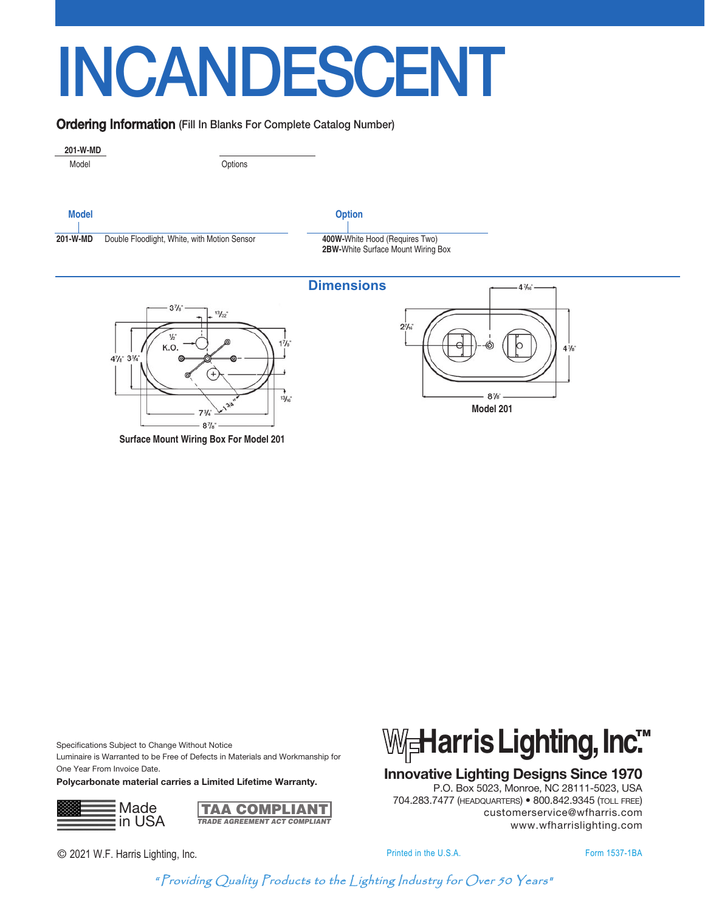# INCANDESCENT

**Ordering Information** (Fill In Blanks For Complete Catalog Number)

**201-W-MD** ______________

Model Options

**Model**

**201-W-MD** Double Floodlight, White, with Motion Sensor

**Option**

**400W**-White Hood (Requires Two)
**2BW**-White Surface Mount Wiring Box

## Dimensions

3 7/8"
13/32"
1/2"
K.O.
1 7/8"
4 7/8"
3 3/4"
13/16"
7 3/4"
1 3/4"
8 7/8"

**Surface Mount Wiring Box For Model 201**

4 7/16"
2 7/16"
4 7/8"
8 7/8"

**Model 201**

Specifications Subject to Change Without Notice
Luminaire is Warranted to be Free of Defects in Materials and Workmanship for One Year From Invoice Date.
**Polycarbonate material carries a Limited Lifetime Warranty.**

Made in USA

TAA COMPLIANT
TRADE AGREEMENT ACT COMPLIANT

**WF Harris Lighting, Inc.™**

**Innovative Lighting Designs Since 1970**
P.O. Box 5023, Monroe, NC 28111-5023, USA
704.283.7477 (HEADQUARTERS) • 800.842.9345 (TOLL FREE)
customerservice@wfharris.com
www.wfharrislighting.com

© 2021 W.F. Harris Lighting, Inc.

Printed in the U.S.A.

Form 1537-1BA

*"Providing Quality Products to the Lighting Industry for Over 50 Years"*